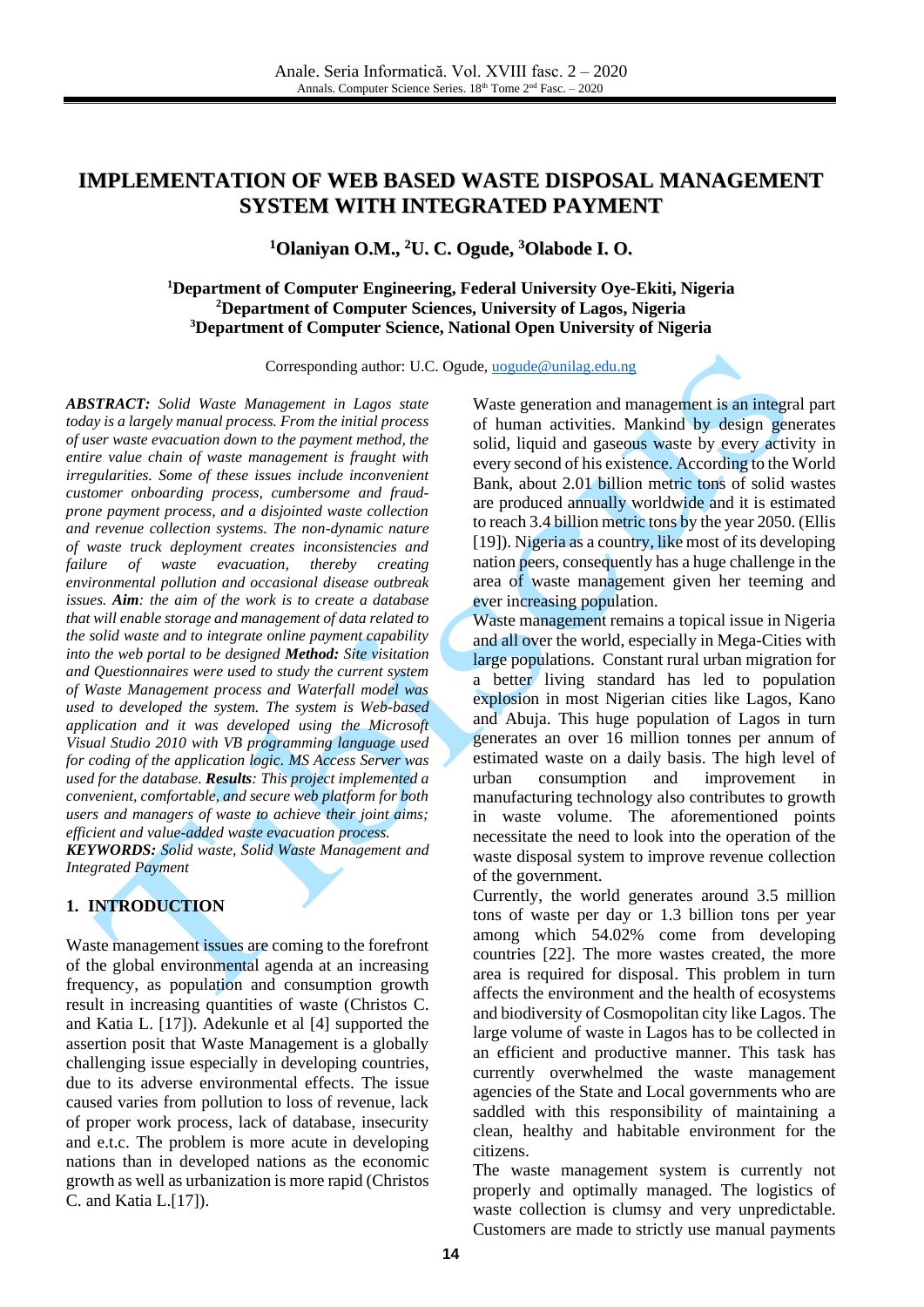# IMPLEMENTATION OF WEB BASED WASTE DISPOSAL MANAGEMENT SYSTEM WITH INTEGRATED PAYMENT

**[1]Olaniyan O.M., [2]U. C. Ogude, [3]Olabode I. O.**

**[1]Department of Computer Engineering, Federal University Oye-Ekiti, Nigeria**
**[2]Department of Computer Sciences, University of Lagos, Nigeria**
**[3]Department of Computer Science, National Open University of Nigeria**

Corresponding author: U.C. Ogude, uogude@unilag.edu.ng

***ABSTRACT:*** *Solid Waste Management in Lagos state today is a largely manual process. From the initial process of user waste evacuation down to the payment method, the entire value chain of waste management is fraught with irregularities. Some of these issues include inconvenient customer onboarding process, cumbersome and fraud-prone payment process, and a disjointed waste collection and revenue collection systems. The non-dynamic nature of waste truck deployment creates inconsistencies and failure of waste evacuation, thereby creating environmental pollution and occasional disease outbreak issues.* ***Aim****: the aim of the work is to create a database that will enable storage and management of data related to the solid waste and to integrate online payment capability into the web portal to be designed* ***Method:*** *Site visitation and Questionnaires were used to study the current system of Waste Management process and Waterfall model was used to developed the system. The system is Web-based application and it was developed using the Microsoft Visual Studio 2010 with VB programming language used for coding of the application logic. MS Access Server was used for the database.* ***Results****: This project implemented a convenient, comfortable, and secure web platform for both users and managers of waste to achieve their joint aims; efficient and value-added waste evacuation process.*

***KEYWORDS:*** *Solid waste, Solid Waste Management and Integrated Payment*

## 1. INTRODUCTION

Waste management issues are coming to the forefront of the global environmental agenda at an increasing frequency, as population and consumption growth result in increasing quantities of waste (Christos C. and Katia L. [17]). Adekunle et al [4] supported the assertion posit that Waste Management is a globally challenging issue especially in developing countries, due to its adverse environmental effects. The issue caused varies from pollution to loss of revenue, lack of proper work process, lack of database, insecurity and e.t.c. The problem is more acute in developing nations than in developed nations as the economic growth as well as urbanization is more rapid (Christos C. and Katia L.[17]).

Waste generation and management is an integral part of human activities. Mankind by design generates solid, liquid and gaseous waste by every activity in every second of his existence. According to the World Bank, about 2.01 billion metric tons of solid wastes are produced annually worldwide and it is estimated to reach 3.4 billion metric tons by the year 2050. (Ellis [19]). Nigeria as a country, like most of its developing nation peers, consequently has a huge challenge in the area of waste management given her teeming and ever increasing population.

Waste management remains a topical issue in Nigeria and all over the world, especially in Mega-Cities with large populations. Constant rural urban migration for a better living standard has led to population explosion in most Nigerian cities like Lagos, Kano and Abuja. This huge population of Lagos in turn generates an over 16 million tonnes per annum of estimated waste on a daily basis. The high level of urban consumption and improvement in manufacturing technology also contributes to growth in waste volume. The aforementioned points necessitate the need to look into the operation of the waste disposal system to improve revenue collection of the government.

Currently, the world generates around 3.5 million tons of waste per day or 1.3 billion tons per year among which 54.02% come from developing countries [22]. The more wastes created, the more area is required for disposal. This problem in turn affects the environment and the health of ecosystems and biodiversity of Cosmopolitan city like Lagos. The large volume of waste in Lagos has to be collected in an efficient and productive manner. This task has currently overwhelmed the waste management agencies of the State and Local governments who are saddled with this responsibility of maintaining a clean, healthy and habitable environment for the citizens.

The waste management system is currently not properly and optimally managed. The logistics of waste collection is clumsy and very unpredictable. Customers are made to strictly use manual payments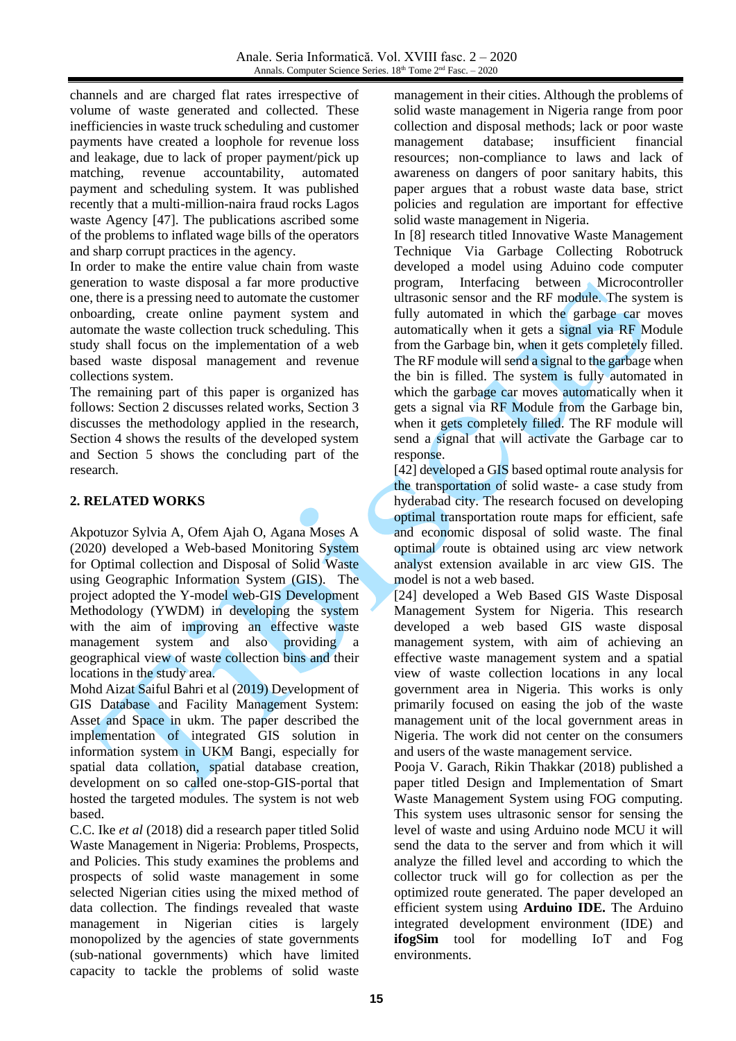channels and are charged flat rates irrespective of volume of waste generated and collected. These inefficiencies in waste truck scheduling and customer payments have created a loophole for revenue loss and leakage, due to lack of proper payment/pick up matching, revenue accountability, automated payment and scheduling system. It was published recently that a multi-million-naira fraud rocks Lagos waste Agency [47]. The publications ascribed some of the problems to inflated wage bills of the operators and sharp corrupt practices in the agency.

In order to make the entire value chain from waste generation to waste disposal a far more productive one, there is a pressing need to automate the customer onboarding, create online payment system and automate the waste collection truck scheduling. This study shall focus on the implementation of a web based waste disposal management and revenue collections system.

The remaining part of this paper is organized has follows: Section 2 discusses related works, Section 3 discusses the methodology applied in the research, Section 4 shows the results of the developed system and Section 5 shows the concluding part of the research.

## 2. RELATED WORKS

Akpotuzor Sylvia A, Ofem Ajah O, Agana Moses A (2020) developed a Web-based Monitoring System for Optimal collection and Disposal of Solid Waste using Geographic Information System (GIS). The project adopted the Y-model web-GIS Development Methodology (YWDM) in developing the system with the aim of improving an effective waste management system and also providing a geographical view of waste collection bins and their locations in the study area.

Mohd Aizat Saiful Bahri et al (2019) Development of GIS Database and Facility Management System: Asset and Space in ukm. The paper described the implementation of integrated GIS solution in information system in UKM Bangi, especially for spatial data collation, spatial database creation, development on so called one-stop-GIS-portal that hosted the targeted modules. The system is not web based.

C.C. Ike *et al* (2018) did a research paper titled Solid Waste Management in Nigeria: Problems, Prospects, and Policies. This study examines the problems and prospects of solid waste management in some selected Nigerian cities using the mixed method of data collection. The findings revealed that waste management in Nigerian cities is largely monopolized by the agencies of state governments (sub-national governments) which have limited capacity to tackle the problems of solid waste management in their cities. Although the problems of solid waste management in Nigeria range from poor collection and disposal methods; lack or poor waste management database; insufficient financial resources; non-compliance to laws and lack of awareness on dangers of poor sanitary habits, this paper argues that a robust waste data base, strict policies and regulation are important for effective solid waste management in Nigeria.

In [8] research titled Innovative Waste Management Technique Via Garbage Collecting Robotruck developed a model using Aduino code computer program, Interfacing between Microcontroller ultrasonic sensor and the RF module. The system is fully automated in which the garbage car moves automatically when it gets a signal via RF Module from the Garbage bin, when it gets completely filled. The RF module will send a signal to the garbage when the bin is filled. The system is fully automated in which the garbage car moves automatically when it gets a signal via RF Module from the Garbage bin, when it gets completely filled. The RF module will send a signal that will activate the Garbage car to response.

[42] developed a GIS based optimal route analysis for the transportation of solid waste- a case study from hyderabad city. The research focused on developing optimal transportation route maps for efficient, safe and economic disposal of solid waste. The final optimal route is obtained using arc view network analyst extension available in arc view GIS. The model is not a web based.

[24] developed a Web Based GIS Waste Disposal Management System for Nigeria. This research developed a web based GIS waste disposal management system, with aim of achieving an effective waste management system and a spatial view of waste collection locations in any local government area in Nigeria. This works is only primarily focused on easing the job of the waste management unit of the local government areas in Nigeria. The work did not center on the consumers and users of the waste management service.

Pooja V. Garach, Rikin Thakkar (2018) published a paper titled Design and Implementation of Smart Waste Management System using FOG computing. This system uses ultrasonic sensor for sensing the level of waste and using Arduino node MCU it will send the data to the server and from which it will analyze the filled level and according to which the collector truck will go for collection as per the optimized route generated. The paper developed an efficient system using **Arduino IDE.** The Arduino integrated development environment (IDE) and **ifogSim** tool for modelling IoT and Fog environments.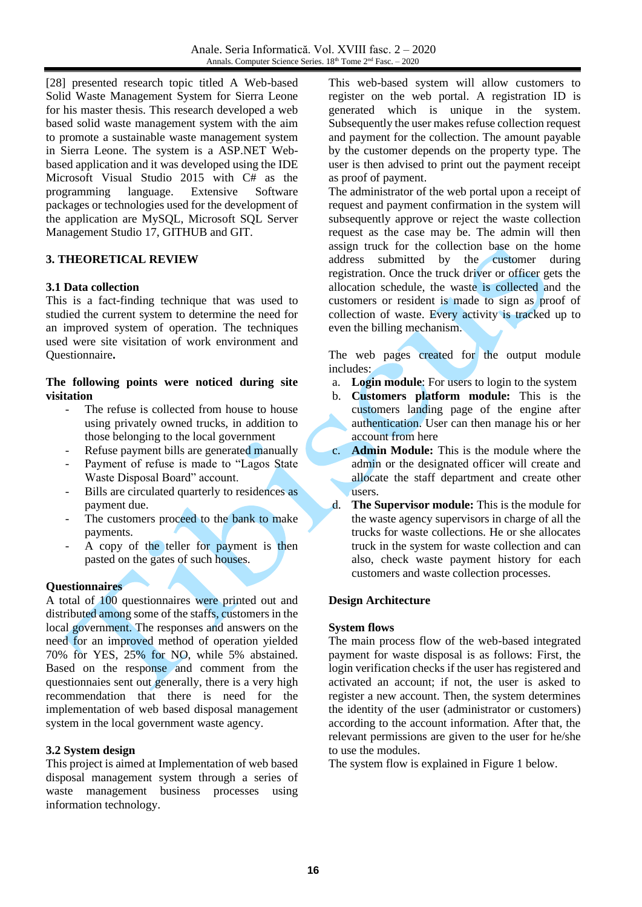[28] presented research topic titled A Web-based Solid Waste Management System for Sierra Leone for his master thesis. This research developed a web based solid waste management system with the aim to promote a sustainable waste management system in Sierra Leone. The system is a ASP.NET Web-based application and it was developed using the IDE Microsoft Visual Studio 2015 with C# as the programming language. Extensive Software packages or technologies used for the development of the application are MySQL, Microsoft SQL Server Management Studio 17, GITHUB and GIT.

## 3. THEORETICAL REVIEW

### 3.1 Data collection

This is a fact-finding technique that was used to studied the current system to determine the need for an improved system of operation. The techniques used were site visitation of work environment and Questionnaire**.**

**The following points were noticed during site visitation**

- The refuse is collected from house to house using privately owned trucks, in addition to those belonging to the local government
- Refuse payment bills are generated manually
- Payment of refuse is made to "Lagos State Waste Disposal Board" account.
- Bills are circulated quarterly to residences as payment due.
- The customers proceed to the bank to make payments.
- A copy of the teller for payment is then pasted on the gates of such houses.

**Questionnaires**

A total of 100 questionnaires were printed out and distributed among some of the staffs, customers in the local government. The responses and answers on the need for an improved method of operation yielded 70% for YES, 25% for NO, while 5% abstained. Based on the response and comment from the questionnaires sent out generally, there is a very high recommendation that there is need for the implementation of web based disposal management system in the local government waste agency.

### 3.2 System design

This project is aimed at Implementation of web based disposal management system through a series of waste management business processes using information technology.

This web-based system will allow customers to register on the web portal. A registration ID is generated which is unique in the system. Subsequently the user makes refuse collection request and payment for the collection. The amount payable by the customer depends on the property type. The user is then advised to print out the payment receipt as proof of payment.

The administrator of the web portal upon a receipt of request and payment confirmation in the system will subsequently approve or reject the waste collection request as the case may be. The admin will then assign truck for the collection base on the home address submitted by the customer during registration. Once the truck driver or officer gets the allocation schedule, the waste is collected and the customers or resident is made to sign as proof of collection of waste. Every activity is tracked up to even the billing mechanism.

The web pages created for the output module includes:

a. **Login module**: For users to login to the system
b. **Customers platform module:** This is the customers landing page of the engine after authentication. User can then manage his or her account from here
c. **Admin Module:** This is the module where the admin or the designated officer will create and allocate the staff department and create other users.
d. **The Supervisor module:** This is the module for the waste agency supervisors in charge of all the trucks for waste collections. He or she allocates truck in the system for waste collection and can also, check waste payment history for each customers and waste collection processes.

**Design Architecture**

**System flows**

The main process flow of the web-based integrated payment for waste disposal is as follows: First, the login verification checks if the user has registered and activated an account; if not, the user is asked to register a new account. Then, the system determines the identity of the user (administrator or customers) according to the account information. After that, the relevant permissions are given to the user for he/she to use the modules.

The system flow is explained in Figure 1 below.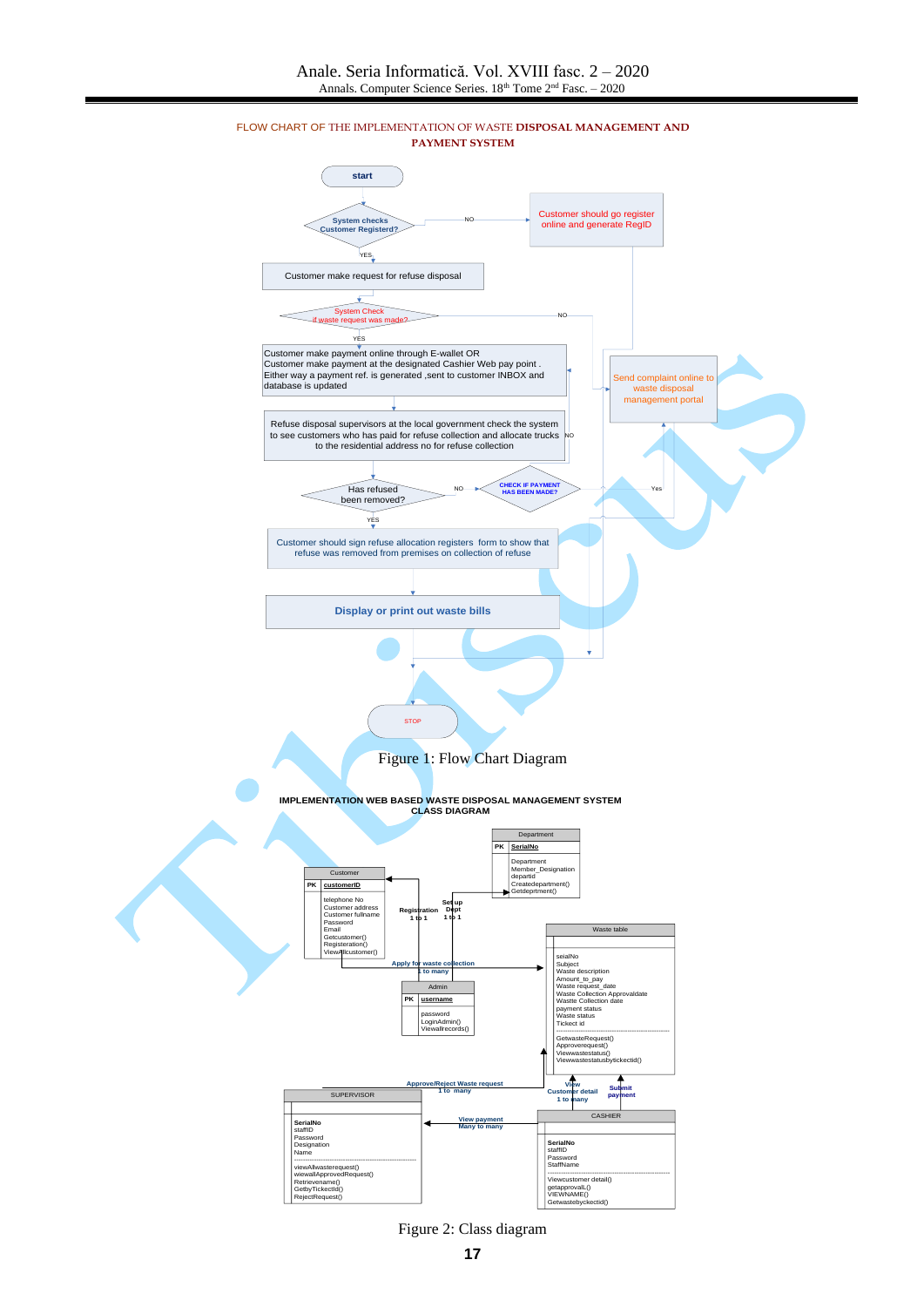FLOW CHART OF THE IMPLEMENTATION OF WASTE **DISPOSAL MANAGEMENT AND PAYMENT SYSTEM**

start

System checks Customer Registerd?

NO

Customer should go register online and generate RegID

YES

Customer make request for refuse disposal

System Check if waste request was made?

NO

YES

Customer make payment online through E-wallet OR Customer make payment at the designated Cashier Web pay point . Either way a payment ref. is generated ,sent to customer INBOX and database is updated

Send complaint online to waste disposal management portal

Refuse disposal supervisors at the local government check the system to see customers who has paid for refuse collection and allocate trucks to the residential address no for refuse collection

NO

Has refused been removed?

NO

CHECK IF PAYMENT HAS BEEN MADE?

Yes

YES

Customer should sign refuse allocation registers form to show that refuse was removed from premises on collection of refuse

Display or print out waste bills

STOP

Figure 1: Flow Chart Diagram

**IMPLEMENTATION WEB BASED WASTE DISPOSAL MANAGEMENT SYSTEM CLASS DIAGRAM**

Department
PK SerialNo
Department
Member_Designation
departid
Createdepartment()
Getdeprtment()

Customer
PK customerID
telephone No
Customer address
Customer fullname
Password
Email
Getcustomer()
Registeration()
ViewAllcustomer()

Registration 1 to 1

Set up Dept 1 to 1

Apply for waste collection 1 to many

Admin
PK username
password
LoginAdmin()
Viewallrecords()

Waste table
seialNo
Subject
Waste description
Amount_to_pay
Waste request_date
Waste Collection Approvaldate
Wastte Collection date
payment status
Waste status
Tickect id
GetwasteRequest()
Approverequest()
Viewwastestatus()
Viewwastestatusbytickectid()

Approve/Reject Waste request 1 to many

View Customer detail 1 to many

Submit payment

SUPERVISOR
SerialNo
staffID
Password
Designation
Name
viewAllwasterequest()
wiewallApprovedRequest()
Retrievename()
GetbyTickectId()
RejectRequest()

View payment Many to many

CASHIER
SerialNo
staffID
Password
StaffName
Viewcustomer detail()
getapprovalL()
VIEWNAME()
Getwastebyckectid()

Figure 2: Class diagram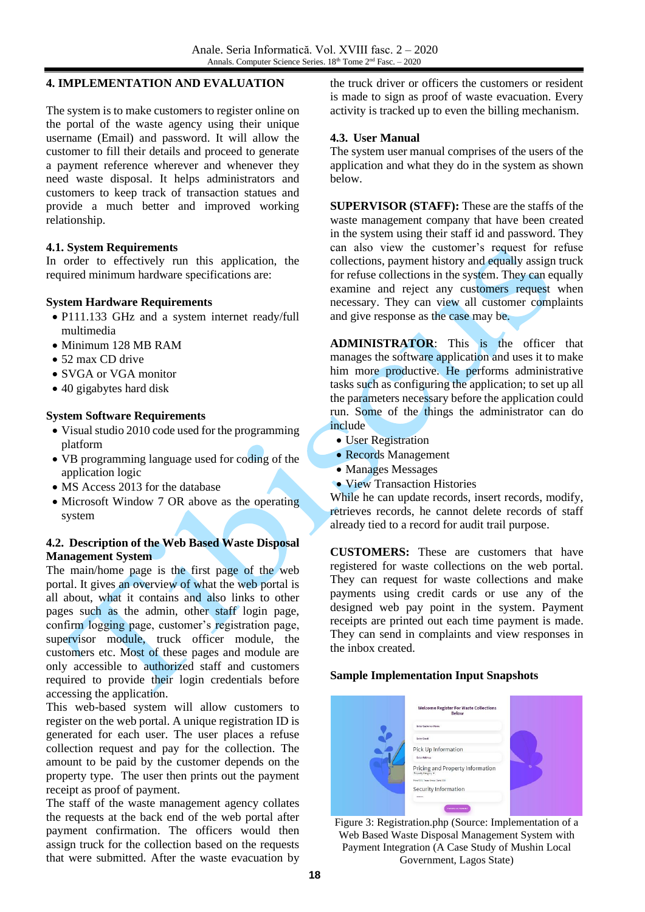## 4. IMPLEMENTATION AND EVALUATION

The system is to make customers to register online on the portal of the waste agency using their unique username (Email) and password. It will allow the customer to fill their details and proceed to generate a payment reference wherever and whenever they need waste disposal. It helps administrators and customers to keep track of transaction statues and provide a much better and improved working relationship.

### 4.1. System Requirements

In order to effectively run this application, the required minimum hardware specifications are:

**System Hardware Requirements**

- P111.133 GHz and a system internet ready/full multimedia
- Minimum 128 MB RAM
- 52 max CD drive
- SVGA or VGA monitor
- 40 gigabytes hard disk

**System Software Requirements**

- Visual studio 2010 code used for the programming platform
- VB programming language used for coding of the application logic
- MS Access 2013 for the database
- Microsoft Window 7 OR above as the operating system

### 4.2. Description of the Web Based Waste Disposal Management System

The main/home page is the first page of the web portal. It gives an overview of what the web portal is all about, what it contains and also links to other pages such as the admin, other staff login page, confirm logging page, customer's registration page, supervisor module, truck officer module, the customers etc. Most of these pages and module are only accessible to authorized staff and customers required to provide their login credentials before accessing the application.

This web-based system will allow customers to register on the web portal. A unique registration ID is generated for each user. The user places a refuse collection request and pay for the collection. The amount to be paid by the customer depends on the property type. The user then prints out the payment receipt as proof of payment.

The staff of the waste management agency collates the requests at the back end of the web portal after payment confirmation. The officers would then assign truck for the collection based on the requests that were submitted. After the waste evacuation by the truck driver or officers the customers or resident is made to sign as proof of waste evacuation. Every activity is tracked up to even the billing mechanism.

### 4.3. User Manual

The system user manual comprises of the users of the application and what they do in the system as shown below.

**SUPERVISOR (STAFF):** These are the staffs of the waste management company that have been created in the system using their staff id and password. They can also view the customer's request for refuse collections, payment history and equally assign truck for refuse collections in the system. They can equally examine and reject any customers request when necessary. They can view all customer complaints and give response as the case may be.

**ADMINISTRATOR**: This is the officer that manages the software application and uses it to make him more productive. He performs administrative tasks such as configuring the application; to set up all the parameters necessary before the application could run. Some of the things the administrator can do include

- User Registration
- Records Management
- Manages Messages
- View Transaction Histories

While he can update records, insert records, modify, retrieves records, he cannot delete records of staff already tied to a record for audit trail purpose.

**CUSTOMERS:** These are customers that have registered for waste collections on the web portal. They can request for waste collections and make payments using credit cards or use any of the designed web pay point in the system. Payment receipts are printed out each time payment is made. They can send in complaints and view responses in the inbox created.

**Sample Implementation Input Snapshots**

Figure 3: Registration.php (Source: Implementation of a Web Based Waste Disposal Management System with Payment Integration (A Case Study of Mushin Local Government, Lagos State)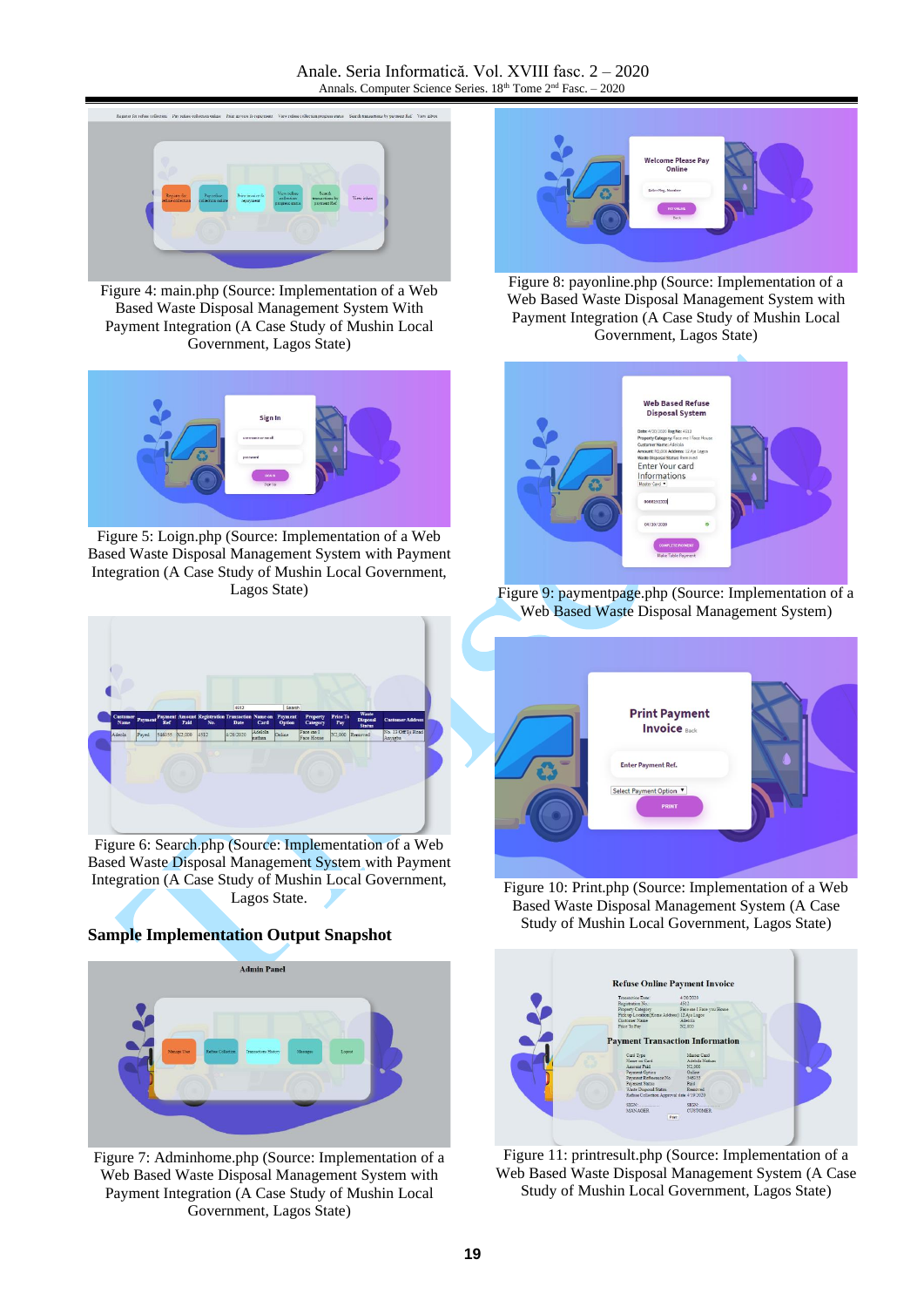Figure 4: main.php (Source: Implementation of a Web Based Waste Disposal Management System With Payment Integration (A Case Study of Mushin Local Government, Lagos State)

Figure 5: Loign.php (Source: Implementation of a Web Based Waste Disposal Management System with Payment Integration (A Case Study of Mushin Local Government, Lagos State)

Figure 6: Search.php (Source: Implementation of a Web Based Waste Disposal Management System with Payment Integration (A Case Study of Mushin Local Government, Lagos State.

**Sample Implementation Output Snapshot**

Figure 7: Adminhome.php (Source: Implementation of a Web Based Waste Disposal Management System with Payment Integration (A Case Study of Mushin Local Government, Lagos State)

Figure 8: payonline.php (Source: Implementation of a Web Based Waste Disposal Management System with Payment Integration (A Case Study of Mushin Local Government, Lagos State)

Figure 9: paymentpage.php (Source: Implementation of a Web Based Waste Disposal Management System)

Figure 10: Print.php (Source: Implementation of a Web Based Waste Disposal Management System (A Case Study of Mushin Local Government, Lagos State)

Figure 11: printresult.php (Source: Implementation of a Web Based Waste Disposal Management System (A Case Study of Mushin Local Government, Lagos State)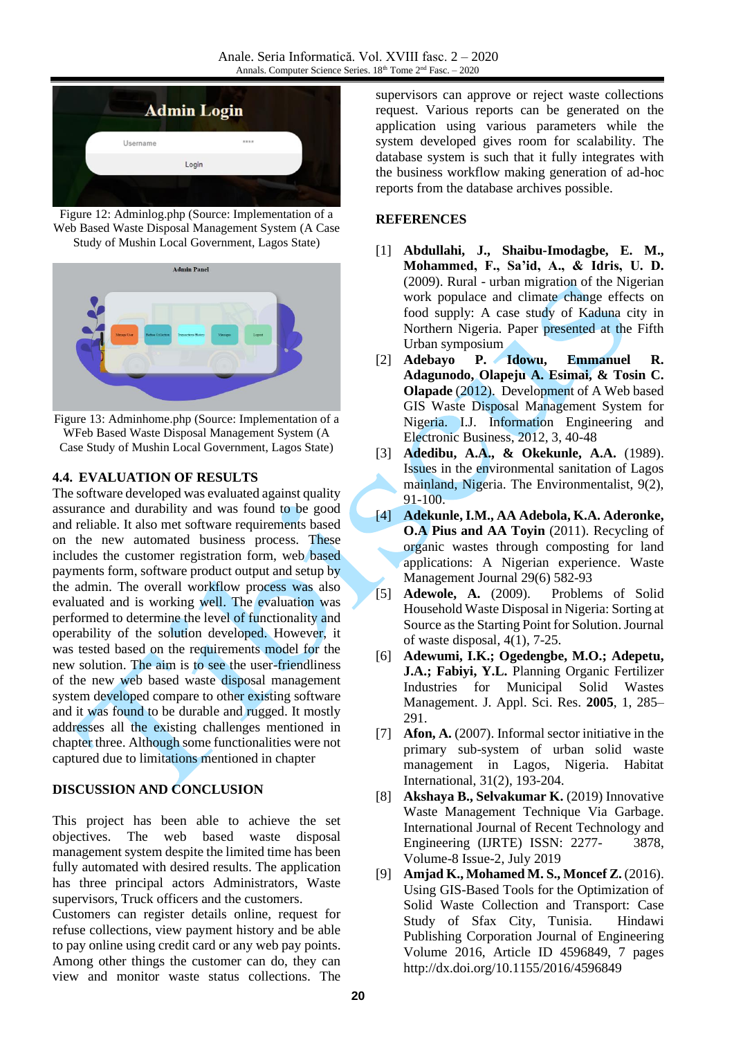Figure 12: Adminlog.php (Source: Implementation of a Web Based Waste Disposal Management System (A Case Study of Mushin Local Government, Lagos State)

Figure 13: Adminhome.php (Source: Implementation of a WFeb Based Waste Disposal Management System (A Case Study of Mushin Local Government, Lagos State)

### 4.4. EVALUATION OF RESULTS

The software developed was evaluated against quality assurance and durability and was found to be good and reliable. It also met software requirements based on the new automated business process. These includes the customer registration form, web based payments form, software product output and setup by the admin. The overall workflow process was also evaluated and is working well. The evaluation was performed to determine the level of functionality and operability of the solution developed. However, it was tested based on the requirements model for the new solution. The aim is to see the user-friendliness of the new web based waste disposal management system developed compare to other existing software and it was found to be durable and rugged. It mostly addresses all the existing challenges mentioned in chapter three. Although some functionalities were not captured due to limitations mentioned in chapter

## DISCUSSION AND CONCLUSION

This project has been able to achieve the set objectives. The web based waste disposal management system despite the limited time has been fully automated with desired results. The application has three principal actors Administrators, Waste supervisors, Truck officers and the customers.
Customers can register details online, request for refuse collections, view payment history and be able to pay online using credit card or any web pay points. Among other things the customer can do, they can view and monitor waste status collections. The supervisors can approve or reject waste collections request. Various reports can be generated on the application using various parameters while the system developed gives room for scalability. The database system is such that it fully integrates with the business workflow making generation of ad-hoc reports from the database archives possible.

## REFERENCES

[1] **Abdullahi, J., Shaibu-Imodagbe, E. M., Mohammed, F., Sa'id, A., & Idris, U. D.** (2009). Rural - urban migration of the Nigerian work populace and climate change effects on food supply: A case study of Kaduna city in Northern Nigeria. Paper presented at the Fifth Urban symposium

[2] **Adebayo P. Idowu, Emmanuel R. Adagunodo, Olapeju A. Esimai, & Tosin C. Olapade** (2012). Development of A Web based GIS Waste Disposal Management System for Nigeria. I.J. Information Engineering and Electronic Business, 2012, 3, 40-48

[3] **Adedibu, A.A., & Okekunle, A.A.** (1989). Issues in the environmental sanitation of Lagos mainland, Nigeria. The Environmentalist, 9(2), 91-100.

[4] **Adekunle, I.M., AA Adebola, K.A. Aderonke, O.A Pius and AA Toyin** (2011). Recycling of organic wastes through composting for land applications: A Nigerian experience. Waste Management Journal 29(6) 582-93

[5] **Adewole, A.** (2009). Problems of Solid Household Waste Disposal in Nigeria: Sorting at Source as the Starting Point for Solution. Journal of waste disposal, 4(1), 7-25.

[6] **Adewumi, I.K.; Ogedengbe, M.O.; Adepetu, J.A.; Fabiyi, Y.L.** Planning Organic Fertilizer Industries for Municipal Solid Wastes Management. J. Appl. Sci. Res. **2005**, 1, 285–291.

[7] **Afon, A.** (2007). Informal sector initiative in the primary sub-system of urban solid waste management in Lagos, Nigeria. Habitat International, 31(2), 193-204.

[8] **Akshaya B., Selvakumar K.** (2019) Innovative Waste Management Technique Via Garbage. International Journal of Recent Technology and Engineering (IJRTE) ISSN: 2277- 3878, Volume-8 Issue-2, July 2019

[9] **Amjad K., Mohamed M. S., Moncef Z.** (2016). Using GIS-Based Tools for the Optimization of Solid Waste Collection and Transport: Case Study of Sfax City, Tunisia. Hindawi Publishing Corporation Journal of Engineering Volume 2016, Article ID 4596849, 7 pages http://dx.doi.org/10.1155/2016/4596849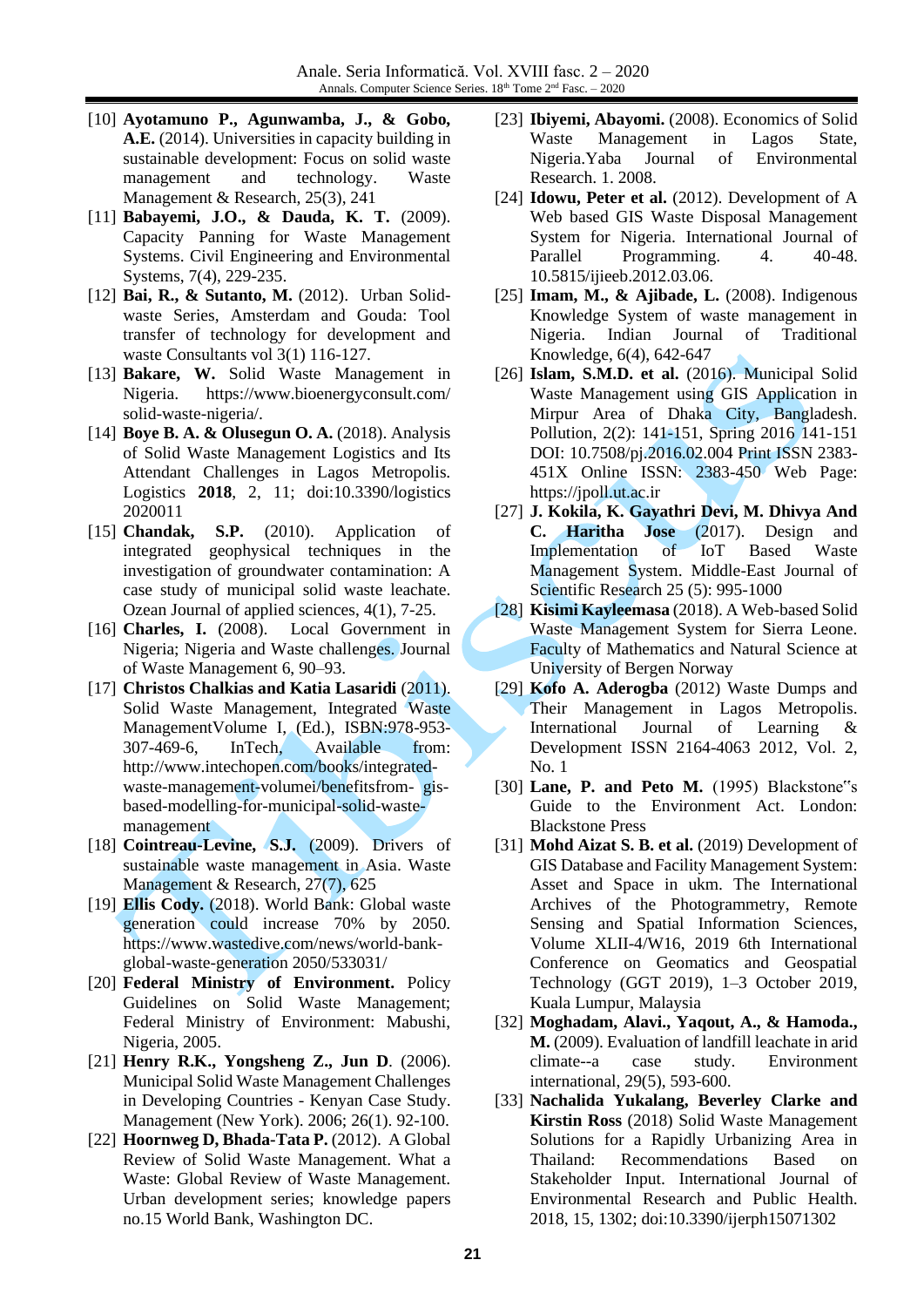[10] **Ayotamuno P., Agunwamba, J., & Gobo, A.E.** (2014). Universities in capacity building in sustainable development: Focus on solid waste management and technology. Waste Management & Research, 25(3), 241

[11] **Babayemi, J.O., & Dauda, K. T.** (2009). Capacity Panning for Waste Management Systems. Civil Engineering and Environmental Systems, 7(4), 229-235.

[12] **Bai, R., & Sutanto, M.** (2012). Urban Solid-waste Series, Amsterdam and Gouda: Tool transfer of technology for development and waste Consultants vol 3(1) 116-127.

[13] **Bakare, W.** Solid Waste Management in Nigeria. https://www.bioenergyconsult.com/solid-waste-nigeria/.

[14] **Boye B. A. & Olusegun O. A.** (2018). Analysis of Solid Waste Management Logistics and Its Attendant Challenges in Lagos Metropolis. Logistics **2018**, 2, 11; doi:10.3390/logistics 2020011

[15] **Chandak, S.P.** (2010). Application of integrated geophysical techniques in the investigation of groundwater contamination: A case study of municipal solid waste leachate. Ozean Journal of applied sciences, 4(1), 7-25.

[16] **Charles, I.** (2008). Local Government in Nigeria; Nigeria and Waste challenges. Journal of Waste Management 6, 90–93.

[17] **Christos Chalkias and Katia Lasaridi** (2011). Solid Waste Management, Integrated Waste ManagementVolume I, (Ed.), ISBN:978-953-307-469-6, InTech, Available from: http://www.intechopen.com/books/integrated-waste-management-volumei/benefitsfrom- gis-based-modelling-for-municipal-solid-waste-management

[18] **Cointreau-Levine, S.J.** (2009). Drivers of sustainable waste management in Asia. Waste Management & Research, 27(7), 625

[19] **Ellis Cody.** (2018). World Bank: Global waste generation could increase 70% by 2050. https://www.wastedive.com/news/world-bank-global-waste-generation 2050/533031/

[20] **Federal Ministry of Environment.** Policy Guidelines on Solid Waste Management; Federal Ministry of Environment: Mabushi, Nigeria, 2005.

[21] **Henry R.K., Yongsheng Z., Jun D**. (2006). Municipal Solid Waste Management Challenges in Developing Countries - Kenyan Case Study. Management (New York). 2006; 26(1). 92-100.

[22] **Hoornweg D, Bhada-Tata P.** (2012). A Global Review of Solid Waste Management. What a Waste: Global Review of Waste Management. Urban development series; knowledge papers no.15 World Bank, Washington DC.

[23] **Ibiyemi, Abayomi.** (2008). Economics of Solid Waste Management in Lagos State, Nigeria.Yaba Journal of Environmental Research. 1. 2008.

[24] **Idowu, Peter et al.** (2012). Development of A Web based GIS Waste Disposal Management System for Nigeria. International Journal of Parallel Programming. 4. 40-48. 10.5815/ijieeb.2012.03.06.

[25] **Imam, M., & Ajibade, L.** (2008). Indigenous Knowledge System of waste management in Nigeria. Indian Journal of Traditional Knowledge, 6(4), 642-647

[26] **Islam, S.M.D. et al.** (2016). Municipal Solid Waste Management using GIS Application in Mirpur Area of Dhaka City, Bangladesh. Pollution, 2(2): 141-151, Spring 2016 141-151 DOI: 10.7508/pj.2016.02.004 Print ISSN 2383-451X Online ISSN: 2383-450 Web Page: https://jpoll.ut.ac.ir

[27] **J. Kokila, K. Gayathri Devi, M. Dhivya And C. Haritha Jose** (2017). Design and Implementation of IoT Based Waste Management System. Middle-East Journal of Scientific Research 25 (5): 995-1000

[28] **Kisimi Kayleemasa** (2018). A Web-based Solid Waste Management System for Sierra Leone. Faculty of Mathematics and Natural Science at University of Bergen Norway

[29] **Kofo A. Aderogba** (2012) Waste Dumps and Their Management in Lagos Metropolis. International Journal of Learning & Development ISSN 2164-4063 2012, Vol. 2, No. 1

[30] **Lane, P. and Peto M.** (1995) Blackstone"s Guide to the Environment Act. London: Blackstone Press

[31] **Mohd Aizat S. B. et al.** (2019) Development of GIS Database and Facility Management System: Asset and Space in ukm. The International Archives of the Photogrammetry, Remote Sensing and Spatial Information Sciences, Volume XLII-4/W16, 2019 6th International Conference on Geomatics and Geospatial Technology (GGT 2019), 1–3 October 2019, Kuala Lumpur, Malaysia

[32] **Moghadam, Alavi., Yaqout, A., & Hamoda., M.** (2009). Evaluation of landfill leachate in arid climate--a case study. Environment international, 29(5), 593-600.

[33] **Nachalida Yukalang, Beverley Clarke and Kirstin Ross** (2018) Solid Waste Management Solutions for a Rapidly Urbanizing Area in Thailand: Recommendations Based on Stakeholder Input. International Journal of Environmental Research and Public Health. 2018, 15, 1302; doi:10.3390/ijerph15071302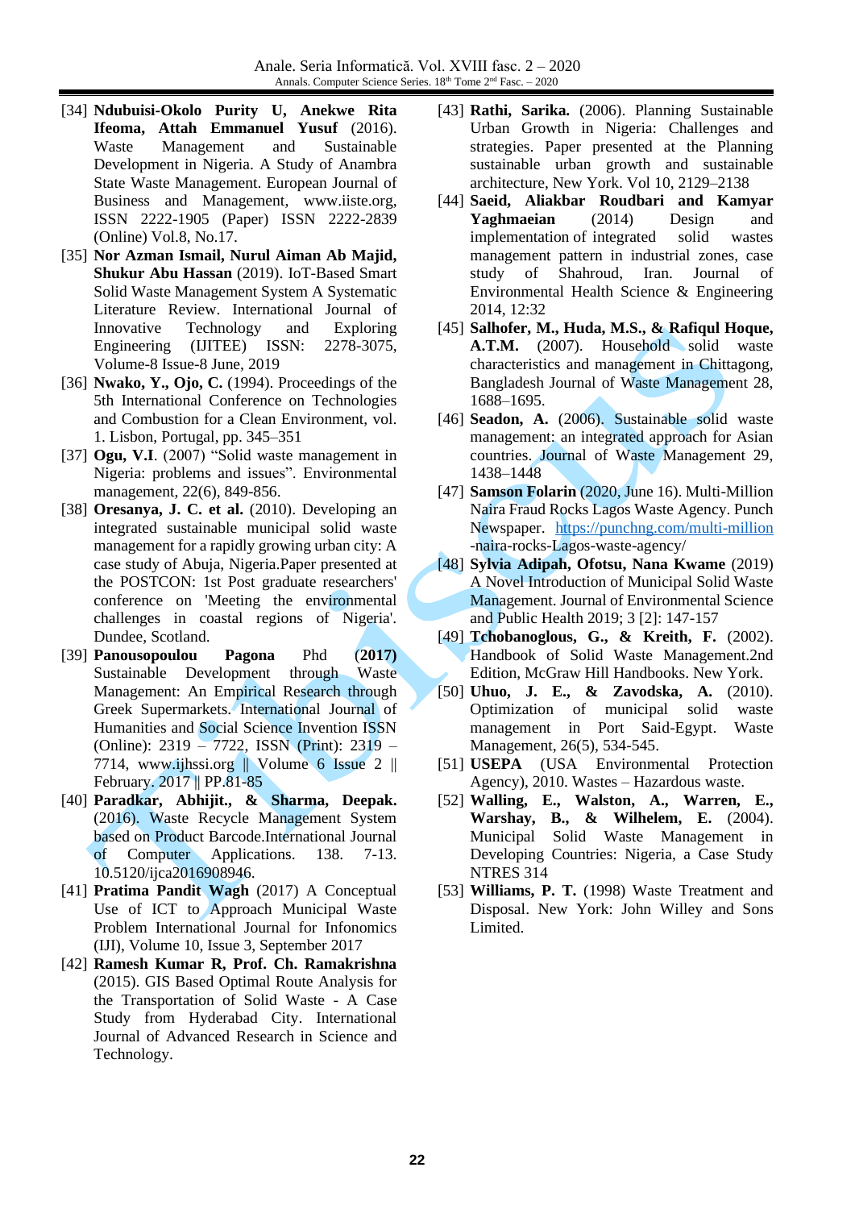[34] **Ndubuisi-Okolo Purity U, Anekwe Rita Ifeoma, Attah Emmanuel Yusuf** (2016). Waste Management and Sustainable Development in Nigeria. A Study of Anambra State Waste Management. European Journal of Business and Management, www.iiste.org, ISSN 2222-1905 (Paper) ISSN 2222-2839 (Online) Vol.8, No.17.

[35] **Nor Azman Ismail, Nurul Aiman Ab Majid, Shukur Abu Hassan** (2019). IoT-Based Smart Solid Waste Management System A Systematic Literature Review. International Journal of Innovative Technology and Exploring Engineering (IJITEE) ISSN: 2278-3075, Volume-8 Issue-8 June, 2019

[36] **Nwako, Y., Ojo, C.** (1994). Proceedings of the 5th International Conference on Technologies and Combustion for a Clean Environment, vol. 1. Lisbon, Portugal, pp. 345–351

[37] **Ogu, V.I**. (2007) "Solid waste management in Nigeria: problems and issues". Environmental management, 22(6), 849-856.

[38] **Oresanya, J. C. et al.** (2010). Developing an integrated sustainable municipal solid waste management for a rapidly growing urban city: A case study of Abuja, Nigeria.Paper presented at the POSTCON: 1st Post graduate researchers' conference on 'Meeting the environmental challenges in coastal regions of Nigeria'. Dundee, Scotland.

[39] **Panousopoulou Pagona** Phd (**2017)** Sustainable Development through Waste Management: An Empirical Research through Greek Supermarkets. International Journal of Humanities and Social Science Invention ISSN (Online): 2319 – 7722, ISSN (Print): 2319 – 7714, www.ijhssi.org || Volume 6 Issue 2 || February. 2017 || PP.81-85

[40] **Paradkar, Abhijit., & Sharma, Deepak.** (2016). Waste Recycle Management System based on Product Barcode.International Journal of Computer Applications. 138. 7-13. 10.5120/ijca2016908946.

[41] **Pratima Pandit Wagh** (2017) A Conceptual Use of ICT to Approach Municipal Waste Problem International Journal for Infonomics (IJI), Volume 10, Issue 3, September 2017

[42] **Ramesh Kumar R, Prof. Ch. Ramakrishna** (2015). GIS Based Optimal Route Analysis for the Transportation of Solid Waste - A Case Study from Hyderabad City. International Journal of Advanced Research in Science and Technology.

[43] **Rathi, Sarika.** (2006). Planning Sustainable Urban Growth in Nigeria: Challenges and strategies. Paper presented at the Planning sustainable urban growth and sustainable architecture, New York. Vol 10, 2129–2138

[44] **Saeid, Aliakbar Roudbari and Kamyar Yaghmaeian** (2014) Design and implementation of integrated solid wastes management pattern in industrial zones, case study of Shahroud, Iran. Journal of Environmental Health Science & Engineering 2014, 12:32

[45] **Salhofer, M., Huda, M.S., & Rafiqul Hoque, A.T.M.** (2007). Household solid waste characteristics and management in Chittagong, Bangladesh Journal of Waste Management 28, 1688–1695.

[46] **Seadon, A.** (2006). Sustainable solid waste management: an integrated approach for Asian countries. Journal of Waste Management 29, 1438–1448

[47] **Samson Folarin** (2020, June 16). Multi-Million Naira Fraud Rocks Lagos Waste Agency. Punch Newspaper. https://punchng.com/multi-million-naira-rocks-Lagos-waste-agency/

[48] **Sylvia Adipah, Ofotsu, Nana Kwame** (2019) A Novel Introduction of Municipal Solid Waste Management. Journal of Environmental Science and Public Health 2019; 3 [2]: 147-157

[49] **Tchobanoglous, G., & Kreith, F.** (2002). Handbook of Solid Waste Management.2nd Edition, McGraw Hill Handbooks. New York.

[50] **Uhuo, J. E., & Zavodska, A.** (2010). Optimization of municipal solid waste management in Port Said-Egypt. Waste Management, 26(5), 534-545.

[51] **USEPA** (USA Environmental Protection Agency), 2010. Wastes – Hazardous waste.

[52] **Walling, E., Walston, A., Warren, E., Warshay, B., & Wilhelem, E.** (2004). Municipal Solid Waste Management in Developing Countries: Nigeria, a Case Study NTRES 314

[53] **Williams, P. T.** (1998) Waste Treatment and Disposal. New York: John Willey and Sons Limited.